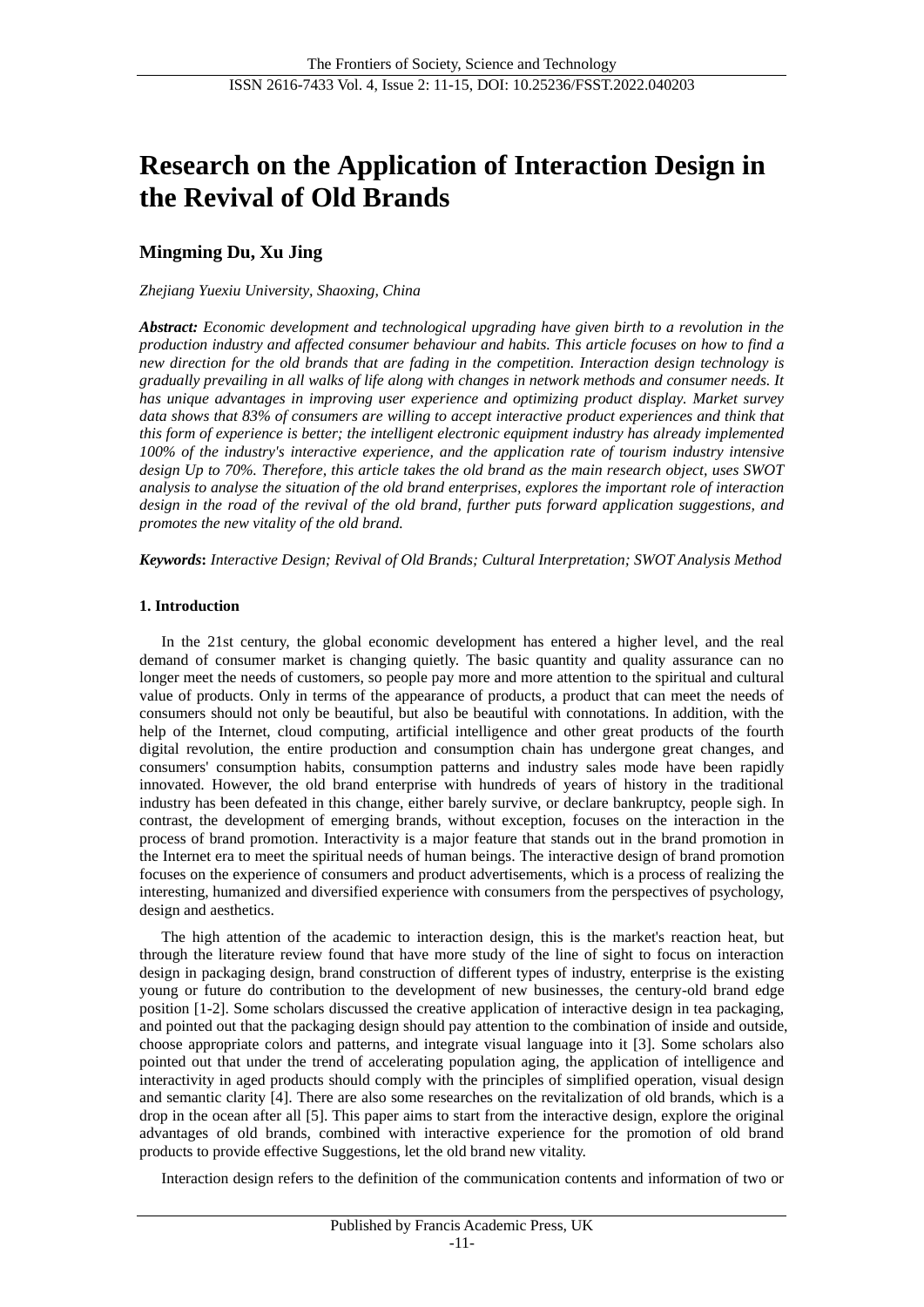# Research on the Application of Interaction Design in the Revival of Old Brands

## Mingming Du, Xu Jing

*Zhejiang Yuexiu University, Shaoxing, China*

***Abstract:*** *Economic development and technological upgrading have given birth to a revolution in the production industry and affected consumer behaviour and habits. This article focuses on how to find a new direction for the old brands that are fading in the competition. Interaction design technology is gradually prevailing in all walks of life along with changes in network methods and consumer needs. It has unique advantages in improving user experience and optimizing product display. Market survey data shows that 83% of consumers are willing to accept interactive product experiences and think that this form of experience is better; the intelligent electronic equipment industry has already implemented 100% of the industry's interactive experience, and the application rate of tourism industry intensive design Up to 70%. Therefore, this article takes the old brand as the main research object, uses SWOT analysis to analyse the situation of the old brand enterprises, explores the important role of interaction design in the road of the revival of the old brand, further puts forward application suggestions, and promotes the new vitality of the old brand.*

***Keywords*****:** *Interactive Design; Revival of Old Brands; Cultural Interpretation; SWOT Analysis Method*

### 1. Introduction

In the 21st century, the global economic development has entered a higher level, and the real demand of consumer market is changing quietly. The basic quantity and quality assurance can no longer meet the needs of customers, so people pay more and more attention to the spiritual and cultural value of products. Only in terms of the appearance of products, a product that can meet the needs of consumers should not only be beautiful, but also be beautiful with connotations. In addition, with the help of the Internet, cloud computing, artificial intelligence and other great products of the fourth digital revolution, the entire production and consumption chain has undergone great changes, and consumers' consumption habits, consumption patterns and industry sales mode have been rapidly innovated. However, the old brand enterprise with hundreds of years of history in the traditional industry has been defeated in this change, either barely survive, or declare bankruptcy, people sigh. In contrast, the development of emerging brands, without exception, focuses on the interaction in the process of brand promotion. Interactivity is a major feature that stands out in the brand promotion in the Internet era to meet the spiritual needs of human beings. The interactive design of brand promotion focuses on the experience of consumers and product advertisements, which is a process of realizing the interesting, humanized and diversified experience with consumers from the perspectives of psychology, design and aesthetics.

The high attention of the academic to interaction design, this is the market's reaction heat, but through the literature review found that have more study of the line of sight to focus on interaction design in packaging design, brand construction of different types of industry, enterprise is the existing young or future do contribution to the development of new businesses, the century-old brand edge position [1-2]. Some scholars discussed the creative application of interactive design in tea packaging, and pointed out that the packaging design should pay attention to the combination of inside and outside, choose appropriate colors and patterns, and integrate visual language into it [3]. Some scholars also pointed out that under the trend of accelerating population aging, the application of intelligence and interactivity in aged products should comply with the principles of simplified operation, visual design and semantic clarity [4]. There are also some researches on the revitalization of old brands, which is a drop in the ocean after all [5]. This paper aims to start from the interactive design, explore the original advantages of old brands, combined with interactive experience for the promotion of old brand products to provide effective Suggestions, let the old brand new vitality.

Interaction design refers to the definition of the communication contents and information of two or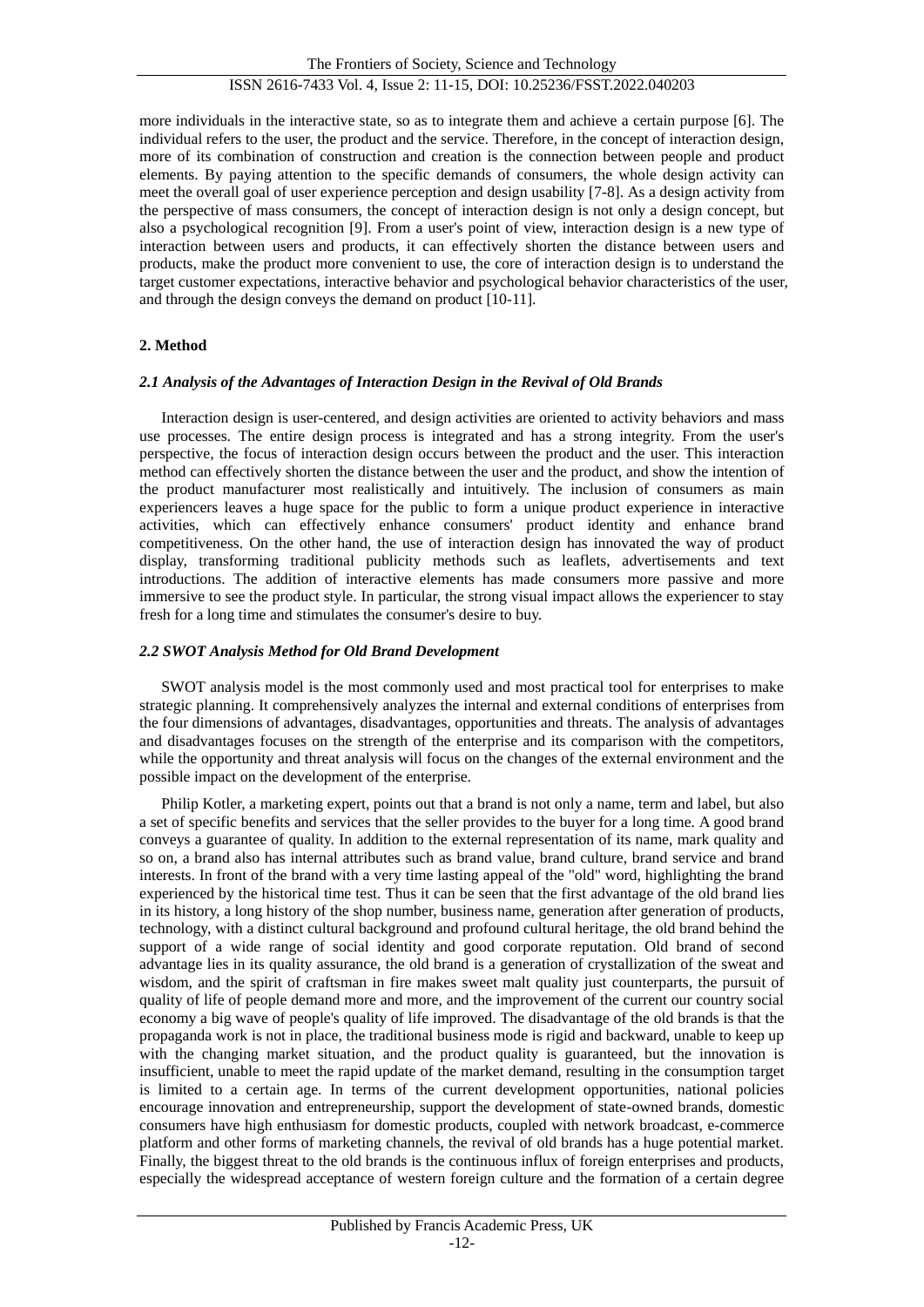more individuals in the interactive state, so as to integrate them and achieve a certain purpose [6]. The individual refers to the user, the product and the service. Therefore, in the concept of interaction design, more of its combination of construction and creation is the connection between people and product elements. By paying attention to the specific demands of consumers, the whole design activity can meet the overall goal of user experience perception and design usability [7-8]. As a design activity from the perspective of mass consumers, the concept of interaction design is not only a design concept, but also a psychological recognition [9]. From a user's point of view, interaction design is a new type of interaction between users and products, it can effectively shorten the distance between users and products, make the product more convenient to use, the core of interaction design is to understand the target customer expectations, interactive behavior and psychological behavior characteristics of the user, and through the design conveys the demand on product [10-11].

## 2. Method

### *2.1 Analysis of the Advantages of Interaction Design in the Revival of Old Brands*

Interaction design is user-centered, and design activities are oriented to activity behaviors and mass use processes. The entire design process is integrated and has a strong integrity. From the user's perspective, the focus of interaction design occurs between the product and the user. This interaction method can effectively shorten the distance between the user and the product, and show the intention of the product manufacturer most realistically and intuitively. The inclusion of consumers as main experiencers leaves a huge space for the public to form a unique product experience in interactive activities, which can effectively enhance consumers' product identity and enhance brand competitiveness. On the other hand, the use of interaction design has innovated the way of product display, transforming traditional publicity methods such as leaflets, advertisements and text introductions. The addition of interactive elements has made consumers more passive and more immersive to see the product style. In particular, the strong visual impact allows the experiencer to stay fresh for a long time and stimulates the consumer's desire to buy.

### *2.2 SWOT Analysis Method for Old Brand Development*

SWOT analysis model is the most commonly used and most practical tool for enterprises to make strategic planning. It comprehensively analyzes the internal and external conditions of enterprises from the four dimensions of advantages, disadvantages, opportunities and threats. The analysis of advantages and disadvantages focuses on the strength of the enterprise and its comparison with the competitors, while the opportunity and threat analysis will focus on the changes of the external environment and the possible impact on the development of the enterprise.

Philip Kotler, a marketing expert, points out that a brand is not only a name, term and label, but also a set of specific benefits and services that the seller provides to the buyer for a long time. A good brand conveys a guarantee of quality. In addition to the external representation of its name, mark quality and so on, a brand also has internal attributes such as brand value, brand culture, brand service and brand interests. In front of the brand with a very time lasting appeal of the "old" word, highlighting the brand experienced by the historical time test. Thus it can be seen that the first advantage of the old brand lies in its history, a long history of the shop number, business name, generation after generation of products, technology, with a distinct cultural background and profound cultural heritage, the old brand behind the support of a wide range of social identity and good corporate reputation. Old brand of second advantage lies in its quality assurance, the old brand is a generation of crystallization of the sweat and wisdom, and the spirit of craftsman in fire makes sweet malt quality just counterparts, the pursuit of quality of life of people demand more and more, and the improvement of the current our country social economy a big wave of people's quality of life improved. The disadvantage of the old brands is that the propaganda work is not in place, the traditional business mode is rigid and backward, unable to keep up with the changing market situation, and the product quality is guaranteed, but the innovation is insufficient, unable to meet the rapid update of the market demand, resulting in the consumption target is limited to a certain age. In terms of the current development opportunities, national policies encourage innovation and entrepreneurship, support the development of state-owned brands, domestic consumers have high enthusiasm for domestic products, coupled with network broadcast, e-commerce platform and other forms of marketing channels, the revival of old brands has a huge potential market. Finally, the biggest threat to the old brands is the continuous influx of foreign enterprises and products, especially the widespread acceptance of western foreign culture and the formation of a certain degree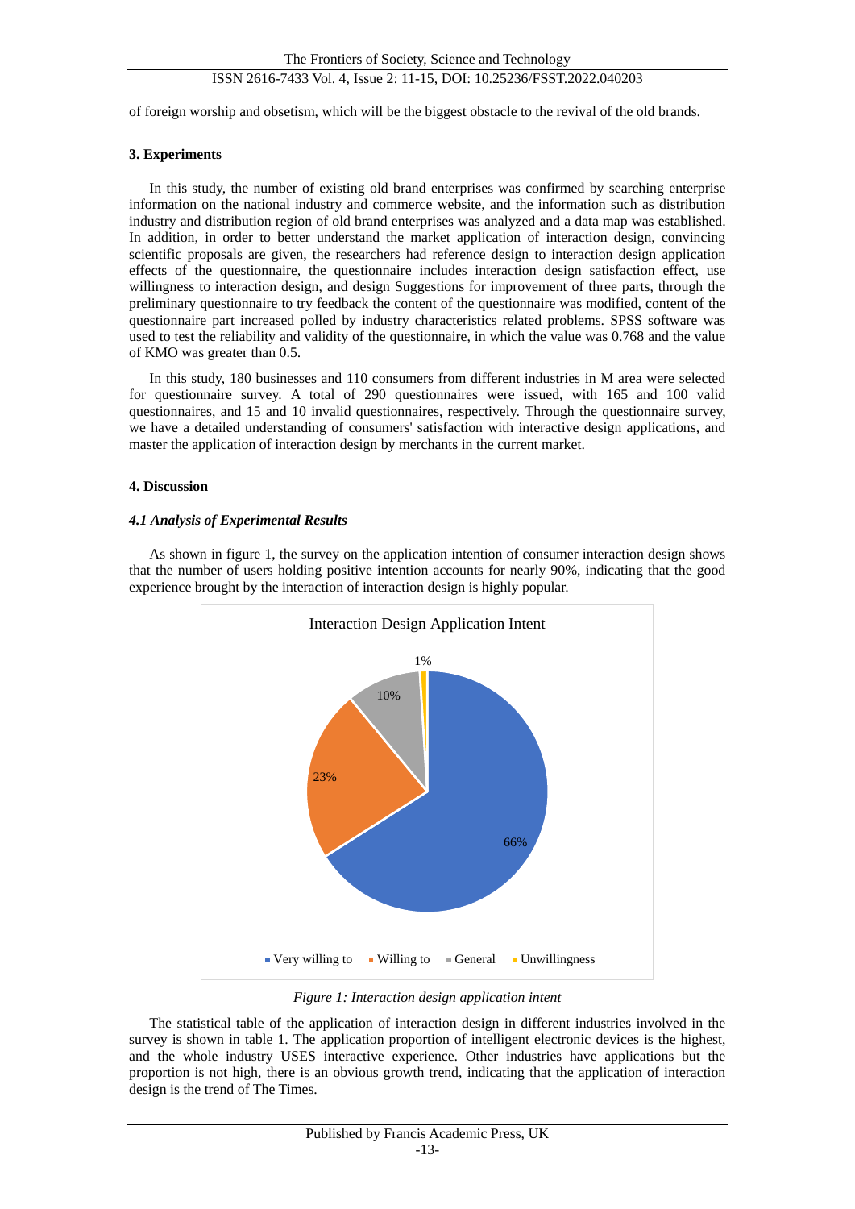of foreign worship and obsetism, which will be the biggest obstacle to the revival of the old brands.

## 3. Experiments

In this study, the number of existing old brand enterprises was confirmed by searching enterprise information on the national industry and commerce website, and the information such as distribution industry and distribution region of old brand enterprises was analyzed and a data map was established. In addition, in order to better understand the market application of interaction design, convincing scientific proposals are given, the researchers had reference design to interaction design application effects of the questionnaire, the questionnaire includes interaction design satisfaction effect, use willingness to interaction design, and design Suggestions for improvement of three parts, through the preliminary questionnaire to try feedback the content of the questionnaire was modified, content of the questionnaire part increased polled by industry characteristics related problems. SPSS software was used to test the reliability and validity of the questionnaire, in which the value was 0.768 and the value of KMO was greater than 0.5.

In this study, 180 businesses and 110 consumers from different industries in M area were selected for questionnaire survey. A total of 290 questionnaires were issued, with 165 and 100 valid questionnaires, and 15 and 10 invalid questionnaires, respectively. Through the questionnaire survey, we have a detailed understanding of consumers' satisfaction with interactive design applications, and master the application of interaction design by merchants in the current market.

## 4. Discussion

### *4.1 Analysis of Experimental Results*

As shown in figure 1, the survey on the application intention of consumer interaction design shows that the number of users holding positive intention accounts for nearly 90%, indicating that the good experience brought by the interaction of interaction design is highly popular.

Interaction Design Application Intent

| Category | Percentage |
|---|---|
| Very willing to | 66% |
| Willing to | 23% |
| General | 10% |
| Unwillingness | 1% |

*Figure 1: Interaction design application intent*

The statistical table of the application of interaction design in different industries involved in the survey is shown in table 1. The application proportion of intelligent electronic devices is the highest, and the whole industry USES interactive experience. Other industries have applications but the proportion is not high, there is an obvious growth trend, indicating that the application of interaction design is the trend of The Times.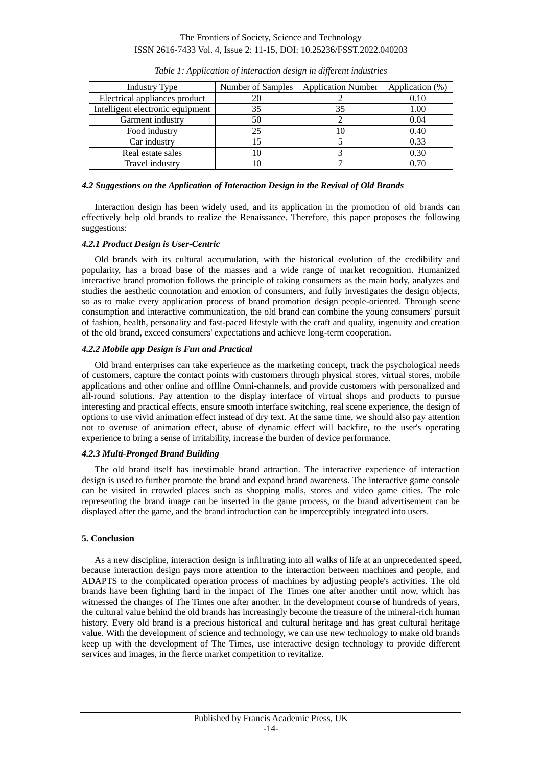*Table 1: Application of interaction design in different industries*

| Industry Type | Number of Samples | Application Number | Application (%) |
| --- | --- | --- | --- |
| Electrical appliances product | 20 | 2 | 0.10 |
| Intelligent electronic equipment | 35 | 35 | 1.00 |
| Garment industry | 50 | 2 | 0.04 |
| Food industry | 25 | 10 | 0.40 |
| Car industry | 15 | 5 | 0.33 |
| Real estate sales | 10 | 3 | 0.30 |
| Travel industry | 10 | 7 | 0.70 |

### *4.2 Suggestions on the Application of Interaction Design in the Revival of Old Brands*

Interaction design has been widely used, and its application in the promotion of old brands can effectively help old brands to realize the Renaissance. Therefore, this paper proposes the following suggestions:

#### *4.2.1 Product Design is User-Centric*

Old brands with its cultural accumulation, with the historical evolution of the credibility and popularity, has a broad base of the masses and a wide range of market recognition. Humanized interactive brand promotion follows the principle of taking consumers as the main body, analyzes and studies the aesthetic connotation and emotion of consumers, and fully investigates the design objects, so as to make every application process of brand promotion design people-oriented. Through scene consumption and interactive communication, the old brand can combine the young consumers' pursuit of fashion, health, personality and fast-paced lifestyle with the craft and quality, ingenuity and creation of the old brand, exceed consumers' expectations and achieve long-term cooperation.

#### *4.2.2 Mobile app Design is Fun and Practical*

Old brand enterprises can take experience as the marketing concept, track the psychological needs of customers, capture the contact points with customers through physical stores, virtual stores, mobile applications and other online and offline Omni-channels, and provide customers with personalized and all-round solutions. Pay attention to the display interface of virtual shops and products to pursue interesting and practical effects, ensure smooth interface switching, real scene experience, the design of options to use vivid animation effect instead of dry text. At the same time, we should also pay attention not to overuse of animation effect, abuse of dynamic effect will backfire, to the user's operating experience to bring a sense of irritability, increase the burden of device performance.

#### *4.2.3 Multi-Pronged Brand Building*

The old brand itself has inestimable brand attraction. The interactive experience of interaction design is used to further promote the brand and expand brand awareness. The interactive game console can be visited in crowded places such as shopping malls, stores and video game cities. The role representing the brand image can be inserted in the game process, or the brand advertisement can be displayed after the game, and the brand introduction can be imperceptibly integrated into users.

## 5. Conclusion

As a new discipline, interaction design is infiltrating into all walks of life at an unprecedented speed, because interaction design pays more attention to the interaction between machines and people, and ADAPTS to the complicated operation process of machines by adjusting people's activities. The old brands have been fighting hard in the impact of The Times one after another until now, which has witnessed the changes of The Times one after another. In the development course of hundreds of years, the cultural value behind the old brands has increasingly become the treasure of the mineral-rich human history. Every old brand is a precious historical and cultural heritage and has great cultural heritage value. With the development of science and technology, we can use new technology to make old brands keep up with the development of The Times, use interactive design technology to provide different services and images, in the fierce market competition to revitalize.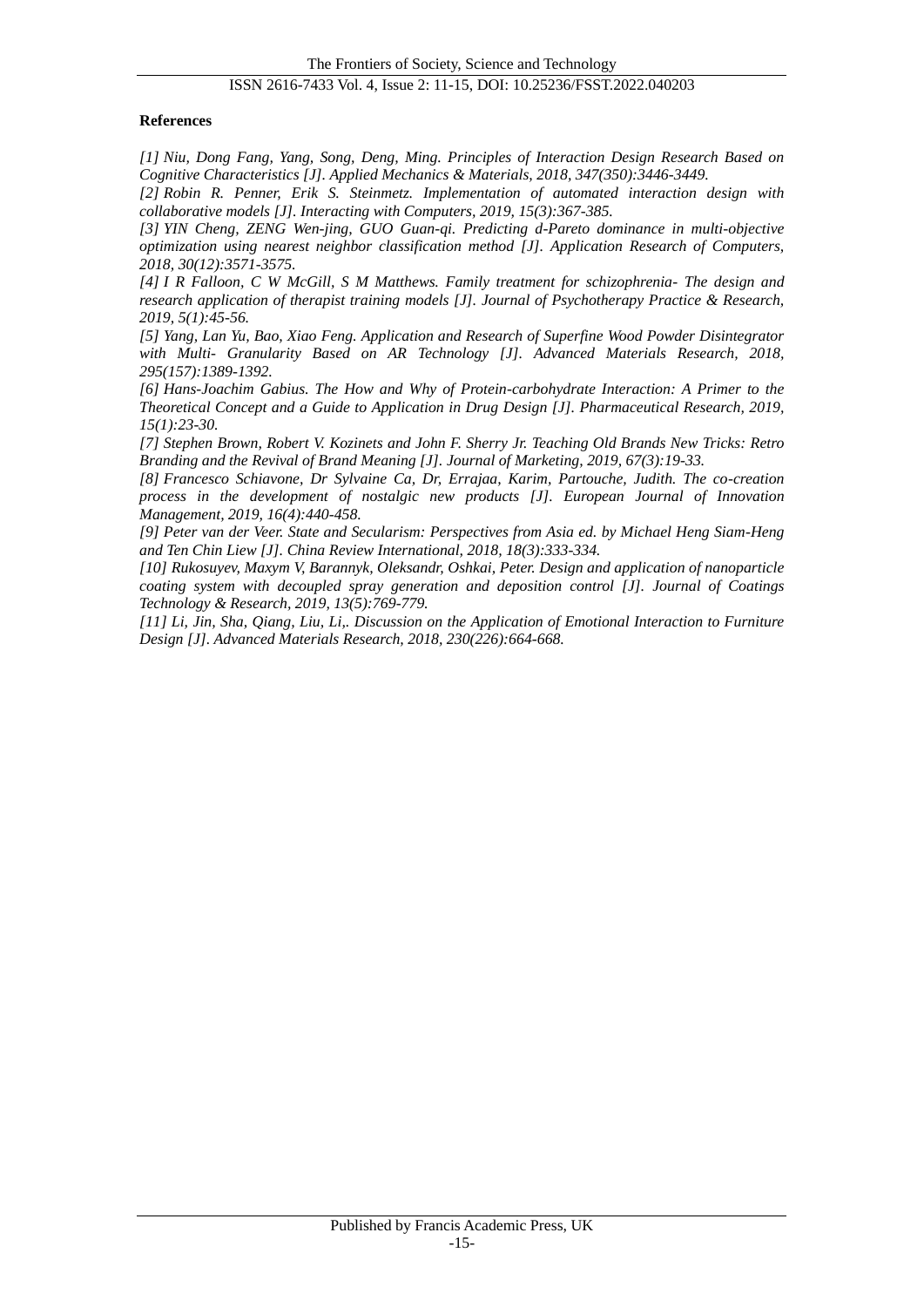**References**

*[1] Niu, Dong Fang, Yang, Song, Deng, Ming. Principles of Interaction Design Research Based on Cognitive Characteristics [J]. Applied Mechanics & Materials, 2018, 347(350):3446-3449.*

*[2] Robin R. Penner, Erik S. Steinmetz. Implementation of automated interaction design with collaborative models [J]. Interacting with Computers, 2019, 15(3):367-385.*

*[3] YIN Cheng, ZENG Wen-jing, GUO Guan-qi. Predicting d-Pareto dominance in multi-objective optimization using nearest neighbor classification method [J]. Application Research of Computers, 2018, 30(12):3571-3575.*

*[4] I R Falloon, C W McGill, S M Matthews. Family treatment for schizophrenia- The design and research application of therapist training models [J]. Journal of Psychotherapy Practice & Research, 2019, 5(1):45-56.*

*[5] Yang, Lan Yu, Bao, Xiao Feng. Application and Research of Superfine Wood Powder Disintegrator with Multi- Granularity Based on AR Technology [J]. Advanced Materials Research, 2018, 295(157):1389-1392.*

*[6] Hans-Joachim Gabius. The How and Why of Protein-carbohydrate Interaction: A Primer to the Theoretical Concept and a Guide to Application in Drug Design [J]. Pharmaceutical Research, 2019, 15(1):23-30.*

*[7] Stephen Brown, Robert V. Kozinets and John F. Sherry Jr. Teaching Old Brands New Tricks: Retro Branding and the Revival of Brand Meaning [J]. Journal of Marketing, 2019, 67(3):19-33.*

*[8] Francesco Schiavone, Dr Sylvaine Ca, Dr, Errajaa, Karim, Partouche, Judith. The co-creation process in the development of nostalgic new products [J]. European Journal of Innovation Management, 2019, 16(4):440-458.*

*[9] Peter van der Veer. State and Secularism: Perspectives from Asia ed. by Michael Heng Siam-Heng and Ten Chin Liew [J]. China Review International, 2018, 18(3):333-334.*

*[10] Rukosuyev, Maxym V, Barannyk, Oleksandr, Oshkai, Peter. Design and application of nanoparticle coating system with decoupled spray generation and deposition control [J]. Journal of Coatings Technology & Research, 2019, 13(5):769-779.*

*[11] Li, Jin, Sha, Qiang, Liu, Li,. Discussion on the Application of Emotional Interaction to Furniture Design [J]. Advanced Materials Research, 2018, 230(226):664-668.*